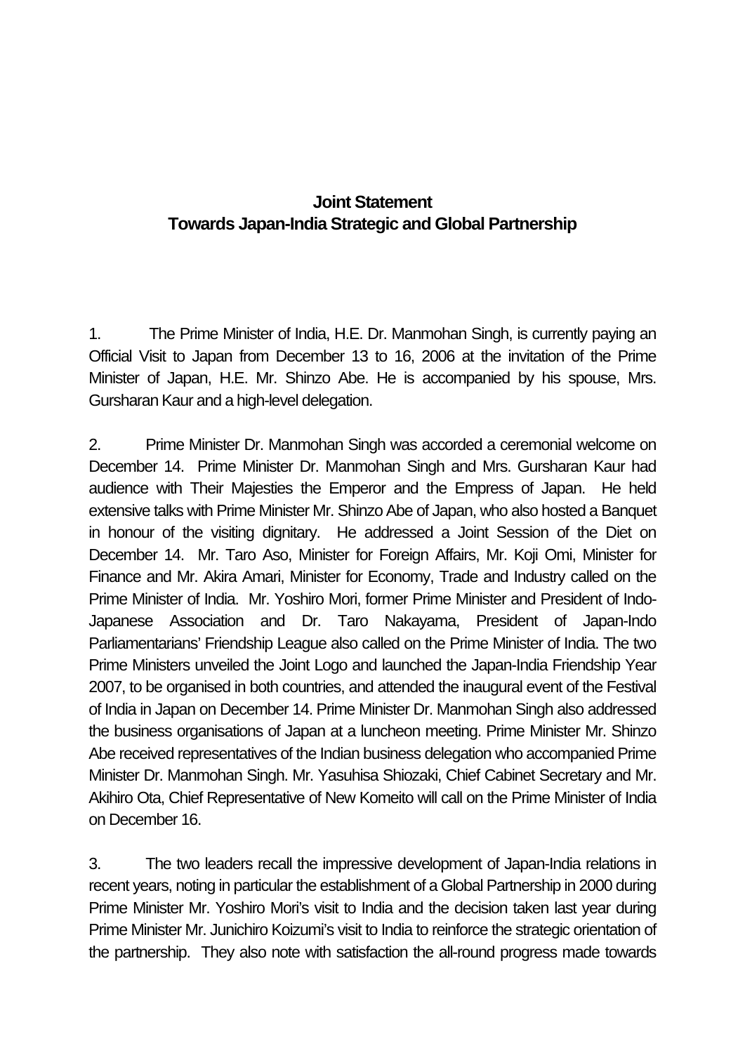# Joint Statement
# Towards Japan-India Strategic and Global Partnership

1. The Prime Minister of India, H.E. Dr. Manmohan Singh, is currently paying an Official Visit to Japan from December 13 to 16, 2006 at the invitation of the Prime Minister of Japan, H.E. Mr. Shinzo Abe. He is accompanied by his spouse, Mrs. Gursharan Kaur and a high-level delegation.

2. Prime Minister Dr. Manmohan Singh was accorded a ceremonial welcome on December 14. Prime Minister Dr. Manmohan Singh and Mrs. Gursharan Kaur had audience with Their Majesties the Emperor and the Empress of Japan. He held extensive talks with Prime Minister Mr. Shinzo Abe of Japan, who also hosted a Banquet in honour of the visiting dignitary. He addressed a Joint Session of the Diet on December 14. Mr. Taro Aso, Minister for Foreign Affairs, Mr. Koji Omi, Minister for Finance and Mr. Akira Amari, Minister for Economy, Trade and Industry called on the Prime Minister of India. Mr. Yoshiro Mori, former Prime Minister and President of Indo-Japanese Association and Dr. Taro Nakayama, President of Japan-Indo Parliamentarians' Friendship League also called on the Prime Minister of India. The two Prime Ministers unveiled the Joint Logo and launched the Japan-India Friendship Year 2007, to be organised in both countries, and attended the inaugural event of the Festival of India in Japan on December 14. Prime Minister Dr. Manmohan Singh also addressed the business organisations of Japan at a luncheon meeting. Prime Minister Mr. Shinzo Abe received representatives of the Indian business delegation who accompanied Prime Minister Dr. Manmohan Singh. Mr. Yasuhisa Shiozaki, Chief Cabinet Secretary and Mr. Akihiro Ota, Chief Representative of New Komeito will call on the Prime Minister of India on December 16.

3. The two leaders recall the impressive development of Japan-India relations in recent years, noting in particular the establishment of a Global Partnership in 2000 during Prime Minister Mr. Yoshiro Mori's visit to India and the decision taken last year during Prime Minister Mr. Junichiro Koizumi's visit to India to reinforce the strategic orientation of the partnership. They also note with satisfaction the all-round progress made towards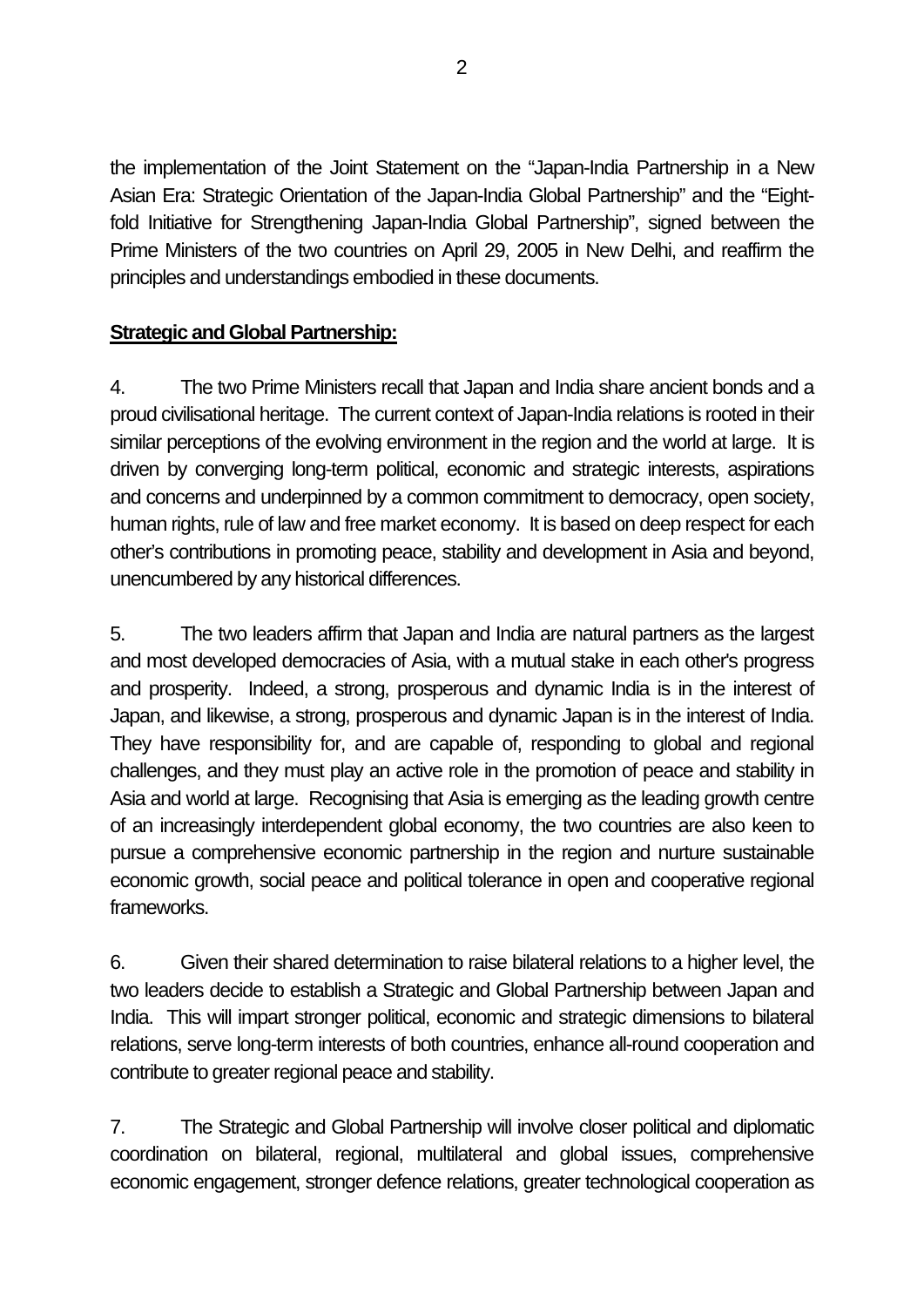the implementation of the Joint Statement on the "Japan-India Partnership in a New Asian Era: Strategic Orientation of the Japan-India Global Partnership" and the "Eight-fold Initiative for Strengthening Japan-India Global Partnership", signed between the Prime Ministers of the two countries on April 29, 2005 in New Delhi, and reaffirm the principles and understandings embodied in these documents.

**Strategic and Global Partnership:**

4. The two Prime Ministers recall that Japan and India share ancient bonds and a proud civilisational heritage. The current context of Japan-India relations is rooted in their similar perceptions of the evolving environment in the region and the world at large. It is driven by converging long-term political, economic and strategic interests, aspirations and concerns and underpinned by a common commitment to democracy, open society, human rights, rule of law and free market economy. It is based on deep respect for each other's contributions in promoting peace, stability and development in Asia and beyond, unencumbered by any historical differences.

5. The two leaders affirm that Japan and India are natural partners as the largest and most developed democracies of Asia, with a mutual stake in each other's progress and prosperity. Indeed, a strong, prosperous and dynamic India is in the interest of Japan, and likewise, a strong, prosperous and dynamic Japan is in the interest of India. They have responsibility for, and are capable of, responding to global and regional challenges, and they must play an active role in the promotion of peace and stability in Asia and world at large. Recognising that Asia is emerging as the leading growth centre of an increasingly interdependent global economy, the two countries are also keen to pursue a comprehensive economic partnership in the region and nurture sustainable economic growth, social peace and political tolerance in open and cooperative regional frameworks.

6. Given their shared determination to raise bilateral relations to a higher level, the two leaders decide to establish a Strategic and Global Partnership between Japan and India. This will impart stronger political, economic and strategic dimensions to bilateral relations, serve long-term interests of both countries, enhance all-round cooperation and contribute to greater regional peace and stability.

7. The Strategic and Global Partnership will involve closer political and diplomatic coordination on bilateral, regional, multilateral and global issues, comprehensive economic engagement, stronger defence relations, greater technological cooperation as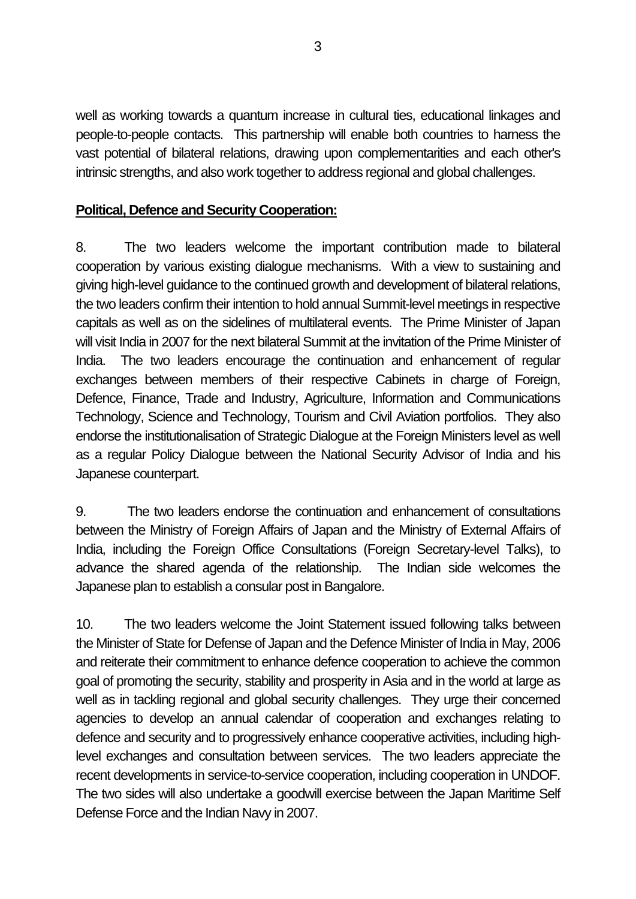well as working towards a quantum increase in cultural ties, educational linkages and people-to-people contacts. This partnership will enable both countries to harness the vast potential of bilateral relations, drawing upon complementarities and each other's intrinsic strengths, and also work together to address regional and global challenges.

**Political, Defence and Security Cooperation:**

8. The two leaders welcome the important contribution made to bilateral cooperation by various existing dialogue mechanisms. With a view to sustaining and giving high-level guidance to the continued growth and development of bilateral relations, the two leaders confirm their intention to hold annual Summit-level meetings in respective capitals as well as on the sidelines of multilateral events. The Prime Minister of Japan will visit India in 2007 for the next bilateral Summit at the invitation of the Prime Minister of India. The two leaders encourage the continuation and enhancement of regular exchanges between members of their respective Cabinets in charge of Foreign, Defence, Finance, Trade and Industry, Agriculture, Information and Communications Technology, Science and Technology, Tourism and Civil Aviation portfolios. They also endorse the institutionalisation of Strategic Dialogue at the Foreign Ministers level as well as a regular Policy Dialogue between the National Security Advisor of India and his Japanese counterpart.

9. The two leaders endorse the continuation and enhancement of consultations between the Ministry of Foreign Affairs of Japan and the Ministry of External Affairs of India, including the Foreign Office Consultations (Foreign Secretary-level Talks), to advance the shared agenda of the relationship. The Indian side welcomes the Japanese plan to establish a consular post in Bangalore.

10. The two leaders welcome the Joint Statement issued following talks between the Minister of State for Defense of Japan and the Defence Minister of India in May, 2006 and reiterate their commitment to enhance defence cooperation to achieve the common goal of promoting the security, stability and prosperity in Asia and in the world at large as well as in tackling regional and global security challenges. They urge their concerned agencies to develop an annual calendar of cooperation and exchanges relating to defence and security and to progressively enhance cooperative activities, including high-level exchanges and consultation between services. The two leaders appreciate the recent developments in service-to-service cooperation, including cooperation in UNDOF. The two sides will also undertake a goodwill exercise between the Japan Maritime Self Defense Force and the Indian Navy in 2007.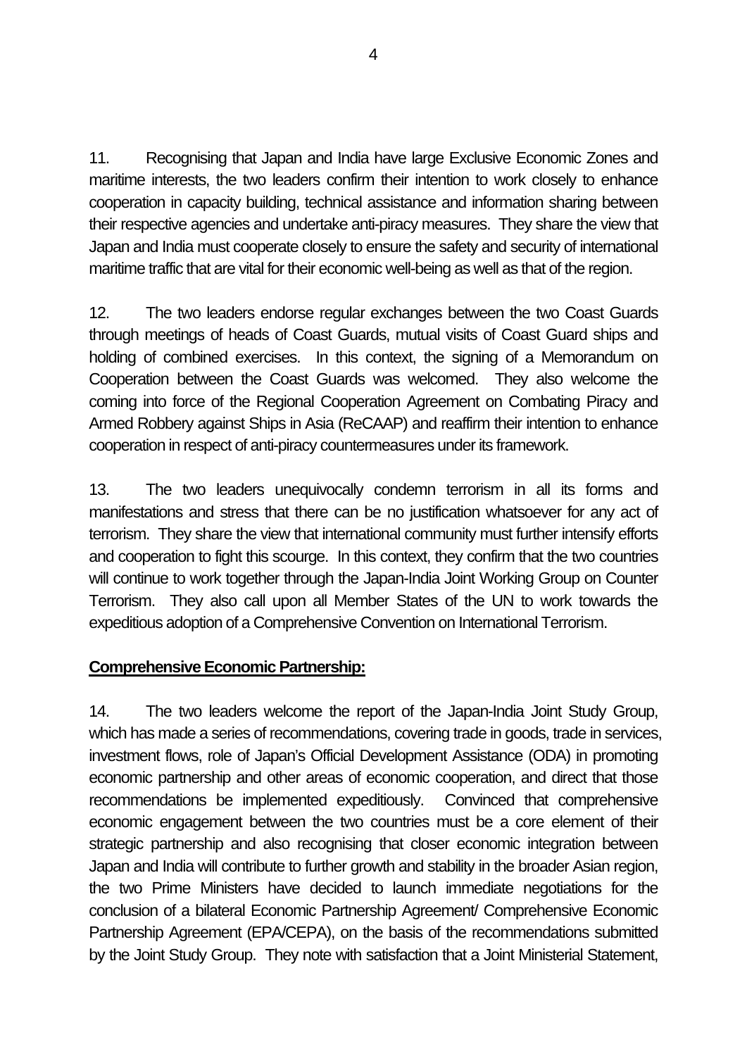11. Recognising that Japan and India have large Exclusive Economic Zones and maritime interests, the two leaders confirm their intention to work closely to enhance cooperation in capacity building, technical assistance and information sharing between their respective agencies and undertake anti-piracy measures. They share the view that Japan and India must cooperate closely to ensure the safety and security of international maritime traffic that are vital for their economic well-being as well as that of the region.

12. The two leaders endorse regular exchanges between the two Coast Guards through meetings of heads of Coast Guards, mutual visits of Coast Guard ships and holding of combined exercises. In this context, the signing of a Memorandum on Cooperation between the Coast Guards was welcomed. They also welcome the coming into force of the Regional Cooperation Agreement on Combating Piracy and Armed Robbery against Ships in Asia (ReCAAP) and reaffirm their intention to enhance cooperation in respect of anti-piracy countermeasures under its framework.

13. The two leaders unequivocally condemn terrorism in all its forms and manifestations and stress that there can be no justification whatsoever for any act of terrorism. They share the view that international community must further intensify efforts and cooperation to fight this scourge. In this context, they confirm that the two countries will continue to work together through the Japan-India Joint Working Group on Counter Terrorism. They also call upon all Member States of the UN to work towards the expeditious adoption of a Comprehensive Convention on International Terrorism.

**Comprehensive Economic Partnership:**

14. The two leaders welcome the report of the Japan-India Joint Study Group, which has made a series of recommendations, covering trade in goods, trade in services, investment flows, role of Japan's Official Development Assistance (ODA) in promoting economic partnership and other areas of economic cooperation, and direct that those recommendations be implemented expeditiously. Convinced that comprehensive economic engagement between the two countries must be a core element of their strategic partnership and also recognising that closer economic integration between Japan and India will contribute to further growth and stability in the broader Asian region, the two Prime Ministers have decided to launch immediate negotiations for the conclusion of a bilateral Economic Partnership Agreement/ Comprehensive Economic Partnership Agreement (EPA/CEPA), on the basis of the recommendations submitted by the Joint Study Group. They note with satisfaction that a Joint Ministerial Statement,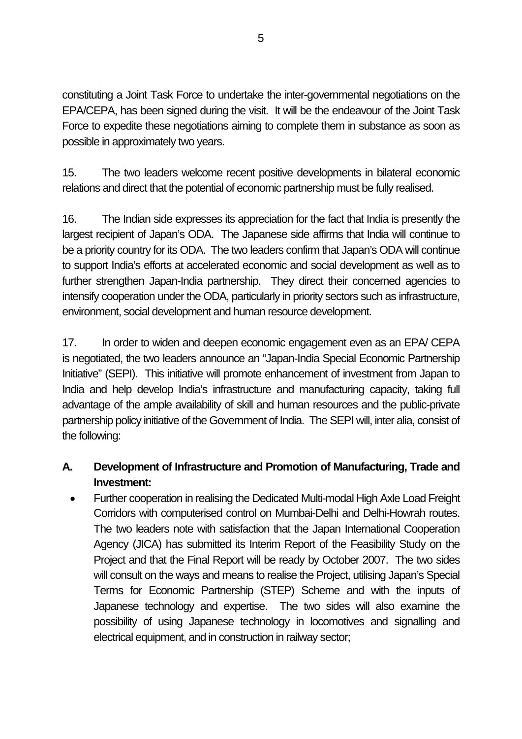constituting a Joint Task Force to undertake the inter-governmental negotiations on the EPA/CEPA, has been signed during the visit. It will be the endeavour of the Joint Task Force to expedite these negotiations aiming to complete them in substance as soon as possible in approximately two years.

15. The two leaders welcome recent positive developments in bilateral economic relations and direct that the potential of economic partnership must be fully realised.

16. The Indian side expresses its appreciation for the fact that India is presently the largest recipient of Japan's ODA. The Japanese side affirms that India will continue to be a priority country for its ODA. The two leaders confirm that Japan's ODA will continue to support India's efforts at accelerated economic and social development as well as to further strengthen Japan-India partnership. They direct their concerned agencies to intensify cooperation under the ODA, particularly in priority sectors such as infrastructure, environment, social development and human resource development.

17. In order to widen and deepen economic engagement even as an EPA/ CEPA is negotiated, the two leaders announce an "Japan-India Special Economic Partnership Initiative" (SEPI). This initiative will promote enhancement of investment from Japan to India and help develop India's infrastructure and manufacturing capacity, taking full advantage of the ample availability of skill and human resources and the public-private partnership policy initiative of the Government of India. The SEPI will, inter alia, consist of the following:

**A. Development of Infrastructure and Promotion of Manufacturing, Trade and Investment:**

- Further cooperation in realising the Dedicated Multi-modal High Axle Load Freight Corridors with computerised control on Mumbai-Delhi and Delhi-Howrah routes. The two leaders note with satisfaction that the Japan International Cooperation Agency (JICA) has submitted its Interim Report of the Feasibility Study on the Project and that the Final Report will be ready by October 2007. The two sides will consult on the ways and means to realise the Project, utilising Japan's Special Terms for Economic Partnership (STEP) Scheme and with the inputs of Japanese technology and expertise. The two sides will also examine the possibility of using Japanese technology in locomotives and signalling and electrical equipment, and in construction in railway sector;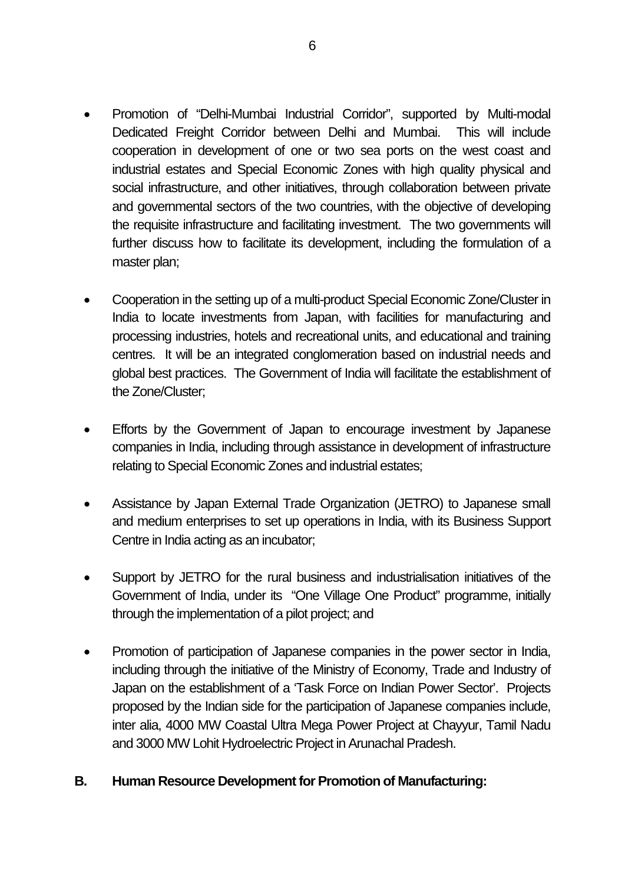- Promotion of "Delhi-Mumbai Industrial Corridor", supported by Multi-modal Dedicated Freight Corridor between Delhi and Mumbai. This will include cooperation in development of one or two sea ports on the west coast and industrial estates and Special Economic Zones with high quality physical and social infrastructure, and other initiatives, through collaboration between private and governmental sectors of the two countries, with the objective of developing the requisite infrastructure and facilitating investment. The two governments will further discuss how to facilitate its development, including the formulation of a master plan;

- Cooperation in the setting up of a multi-product Special Economic Zone/Cluster in India to locate investments from Japan, with facilities for manufacturing and processing industries, hotels and recreational units, and educational and training centres. It will be an integrated conglomeration based on industrial needs and global best practices. The Government of India will facilitate the establishment of the Zone/Cluster;

- Efforts by the Government of Japan to encourage investment by Japanese companies in India, including through assistance in development of infrastructure relating to Special Economic Zones and industrial estates;

- Assistance by Japan External Trade Organization (JETRO) to Japanese small and medium enterprises to set up operations in India, with its Business Support Centre in India acting as an incubator;

- Support by JETRO for the rural business and industrialisation initiatives of the Government of India, under its "One Village One Product" programme, initially through the implementation of a pilot project; and

- Promotion of participation of Japanese companies in the power sector in India, including through the initiative of the Ministry of Economy, Trade and Industry of Japan on the establishment of a 'Task Force on Indian Power Sector'. Projects proposed by the Indian side for the participation of Japanese companies include, inter alia, 4000 MW Coastal Ultra Mega Power Project at Chayyur, Tamil Nadu and 3000 MW Lohit Hydroelectric Project in Arunachal Pradesh.

**B. Human Resource Development for Promotion of Manufacturing:**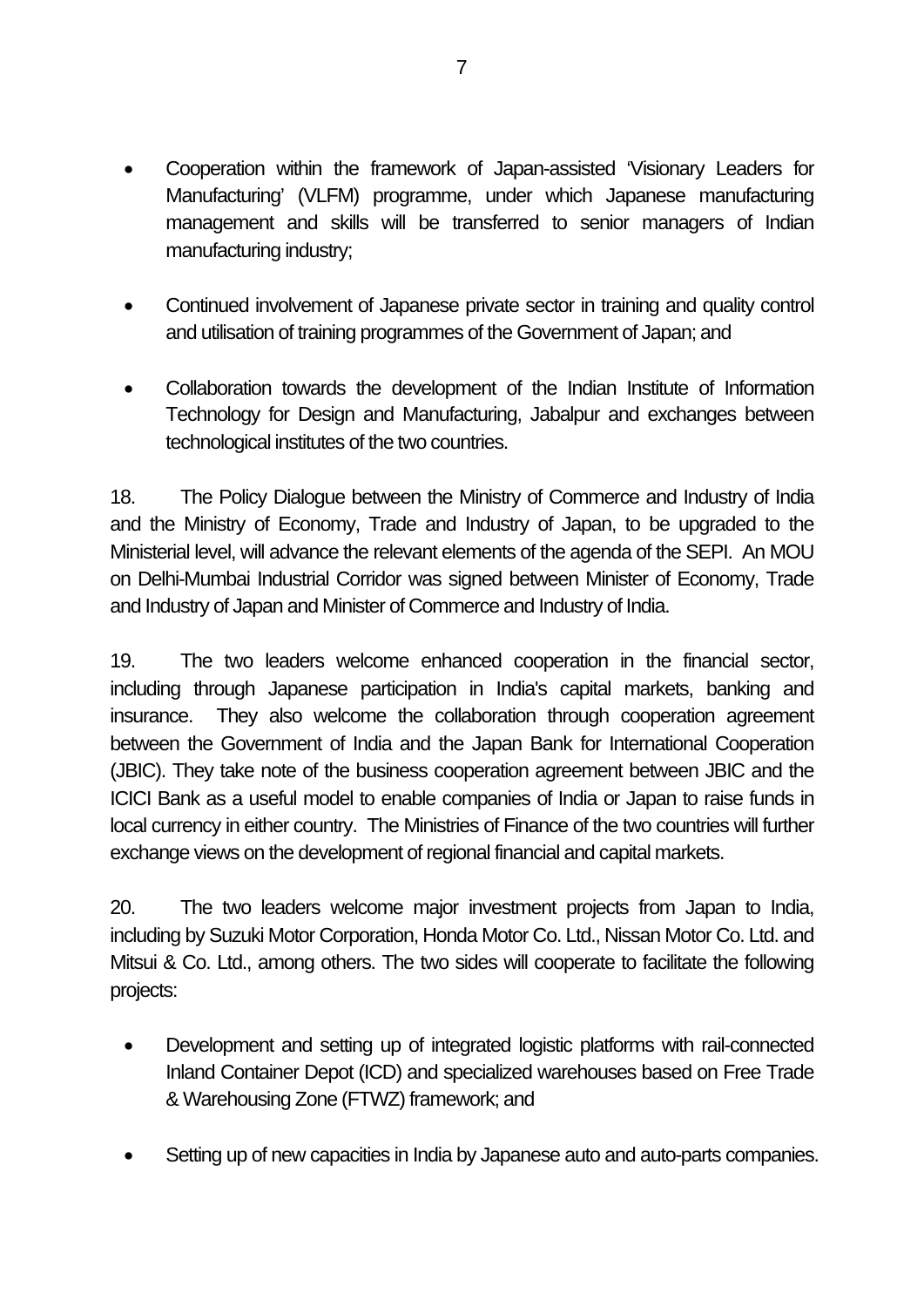- Cooperation within the framework of Japan-assisted 'Visionary Leaders for Manufacturing' (VLFM) programme, under which Japanese manufacturing management and skills will be transferred to senior managers of Indian manufacturing industry;

- Continued involvement of Japanese private sector in training and quality control and utilisation of training programmes of the Government of Japan; and

- Collaboration towards the development of the Indian Institute of Information Technology for Design and Manufacturing, Jabalpur and exchanges between technological institutes of the two countries.

18. The Policy Dialogue between the Ministry of Commerce and Industry of India and the Ministry of Economy, Trade and Industry of Japan, to be upgraded to the Ministerial level, will advance the relevant elements of the agenda of the SEPI. An MOU on Delhi-Mumbai Industrial Corridor was signed between Minister of Economy, Trade and Industry of Japan and Minister of Commerce and Industry of India.

19. The two leaders welcome enhanced cooperation in the financial sector, including through Japanese participation in India's capital markets, banking and insurance. They also welcome the collaboration through cooperation agreement between the Government of India and the Japan Bank for International Cooperation (JBIC). They take note of the business cooperation agreement between JBIC and the ICICI Bank as a useful model to enable companies of India or Japan to raise funds in local currency in either country. The Ministries of Finance of the two countries will further exchange views on the development of regional financial and capital markets.

20. The two leaders welcome major investment projects from Japan to India, including by Suzuki Motor Corporation, Honda Motor Co. Ltd., Nissan Motor Co. Ltd. and Mitsui & Co. Ltd., among others. The two sides will cooperate to facilitate the following projects:

- Development and setting up of integrated logistic platforms with rail-connected Inland Container Depot (ICD) and specialized warehouses based on Free Trade & Warehousing Zone (FTWZ) framework; and

- Setting up of new capacities in India by Japanese auto and auto-parts companies.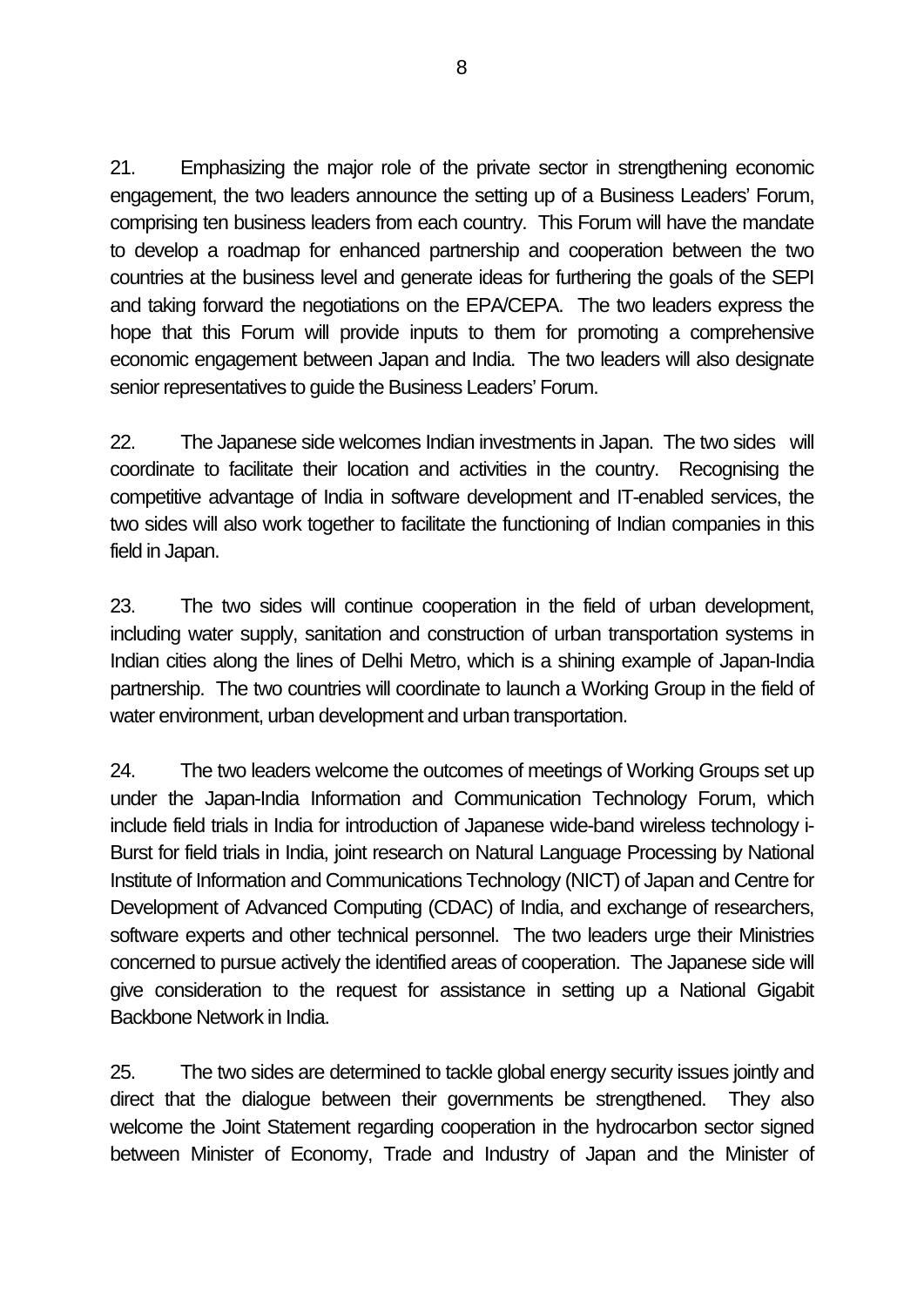21. Emphasizing the major role of the private sector in strengthening economic engagement, the two leaders announce the setting up of a Business Leaders' Forum, comprising ten business leaders from each country. This Forum will have the mandate to develop a roadmap for enhanced partnership and cooperation between the two countries at the business level and generate ideas for furthering the goals of the SEPI and taking forward the negotiations on the EPA/CEPA. The two leaders express the hope that this Forum will provide inputs to them for promoting a comprehensive economic engagement between Japan and India. The two leaders will also designate senior representatives to guide the Business Leaders' Forum.

22. The Japanese side welcomes Indian investments in Japan. The two sides will coordinate to facilitate their location and activities in the country. Recognising the competitive advantage of India in software development and IT-enabled services, the two sides will also work together to facilitate the functioning of Indian companies in this field in Japan.

23. The two sides will continue cooperation in the field of urban development, including water supply, sanitation and construction of urban transportation systems in Indian cities along the lines of Delhi Metro, which is a shining example of Japan-India partnership. The two countries will coordinate to launch a Working Group in the field of water environment, urban development and urban transportation.

24. The two leaders welcome the outcomes of meetings of Working Groups set up under the Japan-India Information and Communication Technology Forum, which include field trials in India for introduction of Japanese wide-band wireless technology i-Burst for field trials in India, joint research on Natural Language Processing by National Institute of Information and Communications Technology (NICT) of Japan and Centre for Development of Advanced Computing (CDAC) of India, and exchange of researchers, software experts and other technical personnel. The two leaders urge their Ministries concerned to pursue actively the identified areas of cooperation. The Japanese side will give consideration to the request for assistance in setting up a National Gigabit Backbone Network in India.

25. The two sides are determined to tackle global energy security issues jointly and direct that the dialogue between their governments be strengthened. They also welcome the Joint Statement regarding cooperation in the hydrocarbon sector signed between Minister of Economy, Trade and Industry of Japan and the Minister of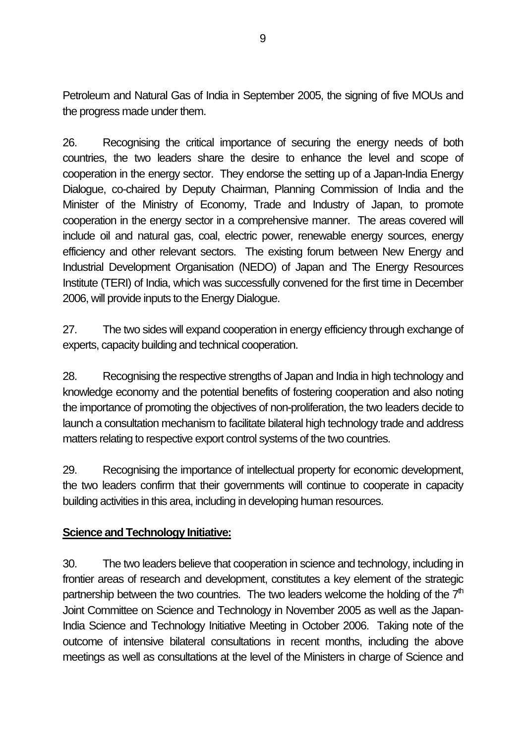Petroleum and Natural Gas of India in September 2005, the signing of five MOUs and the progress made under them.

26. Recognising the critical importance of securing the energy needs of both countries, the two leaders share the desire to enhance the level and scope of cooperation in the energy sector. They endorse the setting up of a Japan-India Energy Dialogue, co-chaired by Deputy Chairman, Planning Commission of India and the Minister of the Ministry of Economy, Trade and Industry of Japan, to promote cooperation in the energy sector in a comprehensive manner. The areas covered will include oil and natural gas, coal, electric power, renewable energy sources, energy efficiency and other relevant sectors. The existing forum between New Energy and Industrial Development Organisation (NEDO) of Japan and The Energy Resources Institute (TERI) of India, which was successfully convened for the first time in December 2006, will provide inputs to the Energy Dialogue.

27. The two sides will expand cooperation in energy efficiency through exchange of experts, capacity building and technical cooperation.

28. Recognising the respective strengths of Japan and India in high technology and knowledge economy and the potential benefits of fostering cooperation and also noting the importance of promoting the objectives of non-proliferation, the two leaders decide to launch a consultation mechanism to facilitate bilateral high technology trade and address matters relating to respective export control systems of the two countries.

29. Recognising the importance of intellectual property for economic development, the two leaders confirm that their governments will continue to cooperate in capacity building activities in this area, including in developing human resources.

**Science and Technology Initiative:**

30. The two leaders believe that cooperation in science and technology, including in frontier areas of research and development, constitutes a key element of the strategic partnership between the two countries. The two leaders welcome the holding of the 7th Joint Committee on Science and Technology in November 2005 as well as the Japan-India Science and Technology Initiative Meeting in October 2006. Taking note of the outcome of intensive bilateral consultations in recent months, including the above meetings as well as consultations at the level of the Ministers in charge of Science and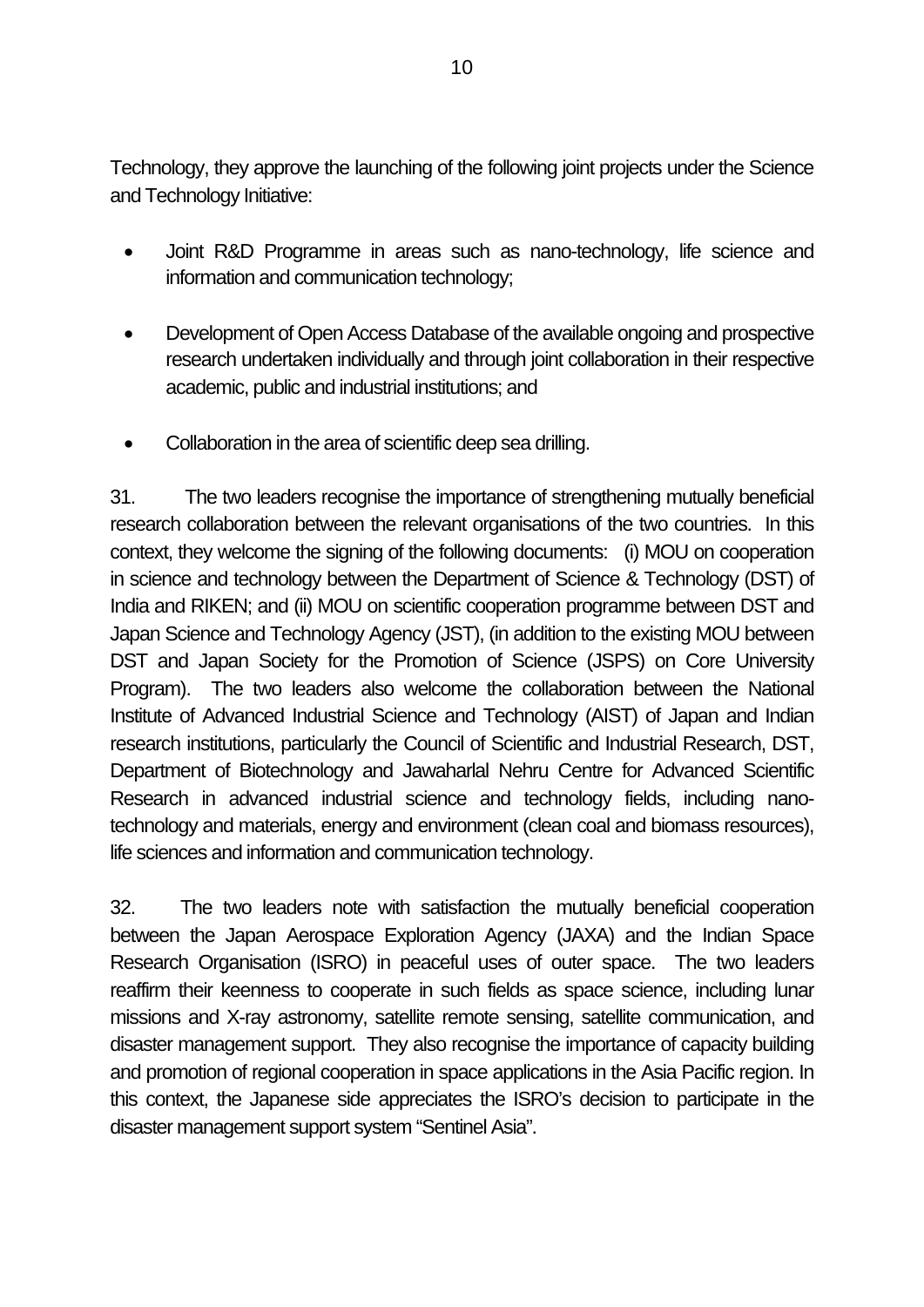Technology, they approve the launching of the following joint projects under the Science and Technology Initiative:

- Joint R&D Programme in areas such as nano-technology, life science and information and communication technology;
- Development of Open Access Database of the available ongoing and prospective research undertaken individually and through joint collaboration in their respective academic, public and industrial institutions; and
- Collaboration in the area of scientific deep sea drilling.

31. The two leaders recognise the importance of strengthening mutually beneficial research collaboration between the relevant organisations of the two countries. In this context, they welcome the signing of the following documents: (i) MOU on cooperation in science and technology between the Department of Science & Technology (DST) of India and RIKEN; and (ii) MOU on scientific cooperation programme between DST and Japan Science and Technology Agency (JST), (in addition to the existing MOU between DST and Japan Society for the Promotion of Science (JSPS) on Core University Program). The two leaders also welcome the collaboration between the National Institute of Advanced Industrial Science and Technology (AIST) of Japan and Indian research institutions, particularly the Council of Scientific and Industrial Research, DST, Department of Biotechnology and Jawaharlal Nehru Centre for Advanced Scientific Research in advanced industrial science and technology fields, including nano-technology and materials, energy and environment (clean coal and biomass resources), life sciences and information and communication technology.

32. The two leaders note with satisfaction the mutually beneficial cooperation between the Japan Aerospace Exploration Agency (JAXA) and the Indian Space Research Organisation (ISRO) in peaceful uses of outer space. The two leaders reaffirm their keenness to cooperate in such fields as space science, including lunar missions and X-ray astronomy, satellite remote sensing, satellite communication, and disaster management support. They also recognise the importance of capacity building and promotion of regional cooperation in space applications in the Asia Pacific region. In this context, the Japanese side appreciates the ISRO's decision to participate in the disaster management support system "Sentinel Asia".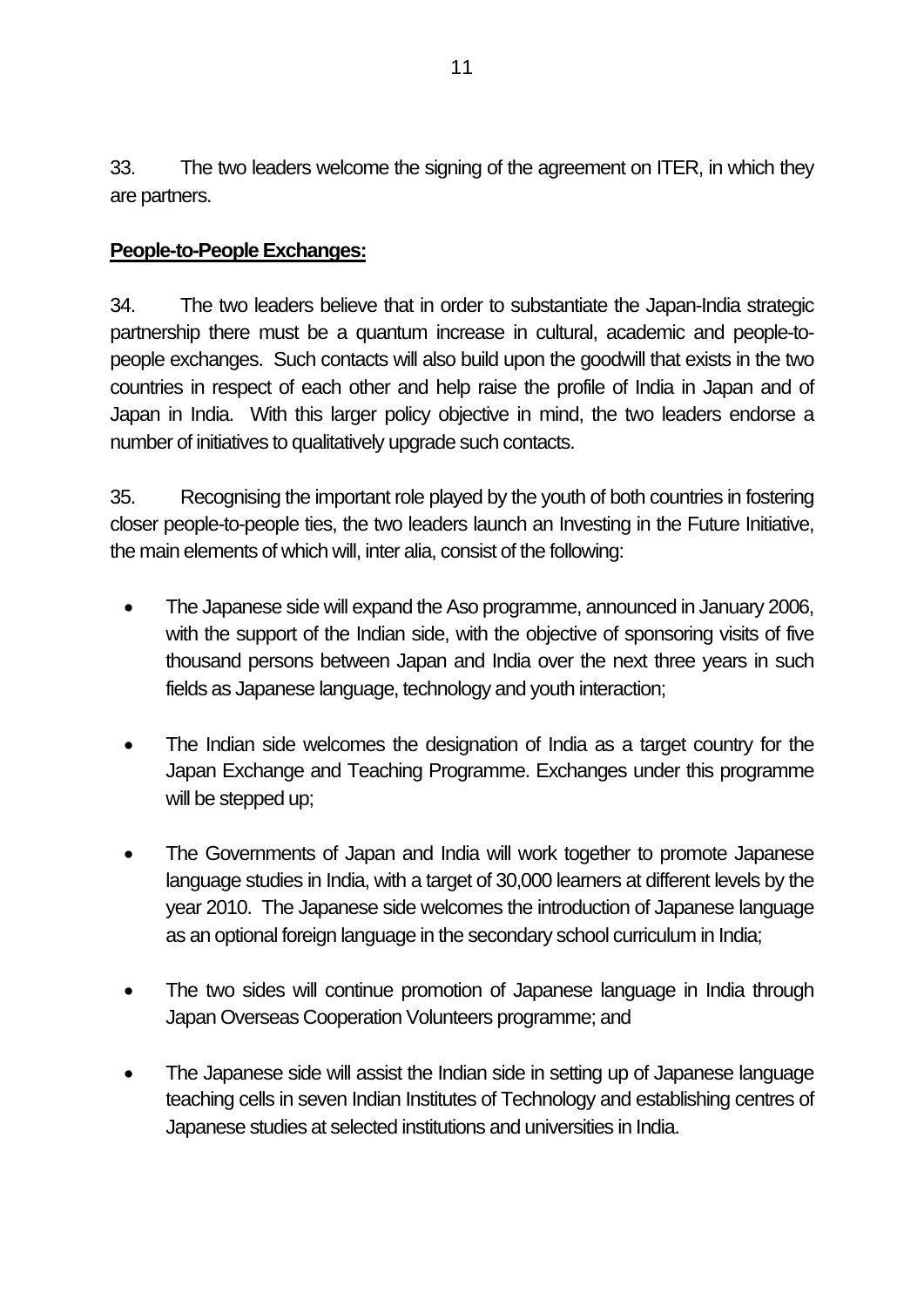33. The two leaders welcome the signing of the agreement on ITER, in which they are partners.

**People-to-People Exchanges:**

34. The two leaders believe that in order to substantiate the Japan-India strategic partnership there must be a quantum increase in cultural, academic and people-to-people exchanges. Such contacts will also build upon the goodwill that exists in the two countries in respect of each other and help raise the profile of India in Japan and of Japan in India. With this larger policy objective in mind, the two leaders endorse a number of initiatives to qualitatively upgrade such contacts.

35. Recognising the important role played by the youth of both countries in fostering closer people-to-people ties, the two leaders launch an Investing in the Future Initiative, the main elements of which will, inter alia, consist of the following:

- The Japanese side will expand the Aso programme, announced in January 2006, with the support of the Indian side, with the objective of sponsoring visits of five thousand persons between Japan and India over the next three years in such fields as Japanese language, technology and youth interaction;

- The Indian side welcomes the designation of India as a target country for the Japan Exchange and Teaching Programme. Exchanges under this programme will be stepped up;

- The Governments of Japan and India will work together to promote Japanese language studies in India, with a target of 30,000 learners at different levels by the year 2010. The Japanese side welcomes the introduction of Japanese language as an optional foreign language in the secondary school curriculum in India;

- The two sides will continue promotion of Japanese language in India through Japan Overseas Cooperation Volunteers programme; and

- The Japanese side will assist the Indian side in setting up of Japanese language teaching cells in seven Indian Institutes of Technology and establishing centres of Japanese studies at selected institutions and universities in India.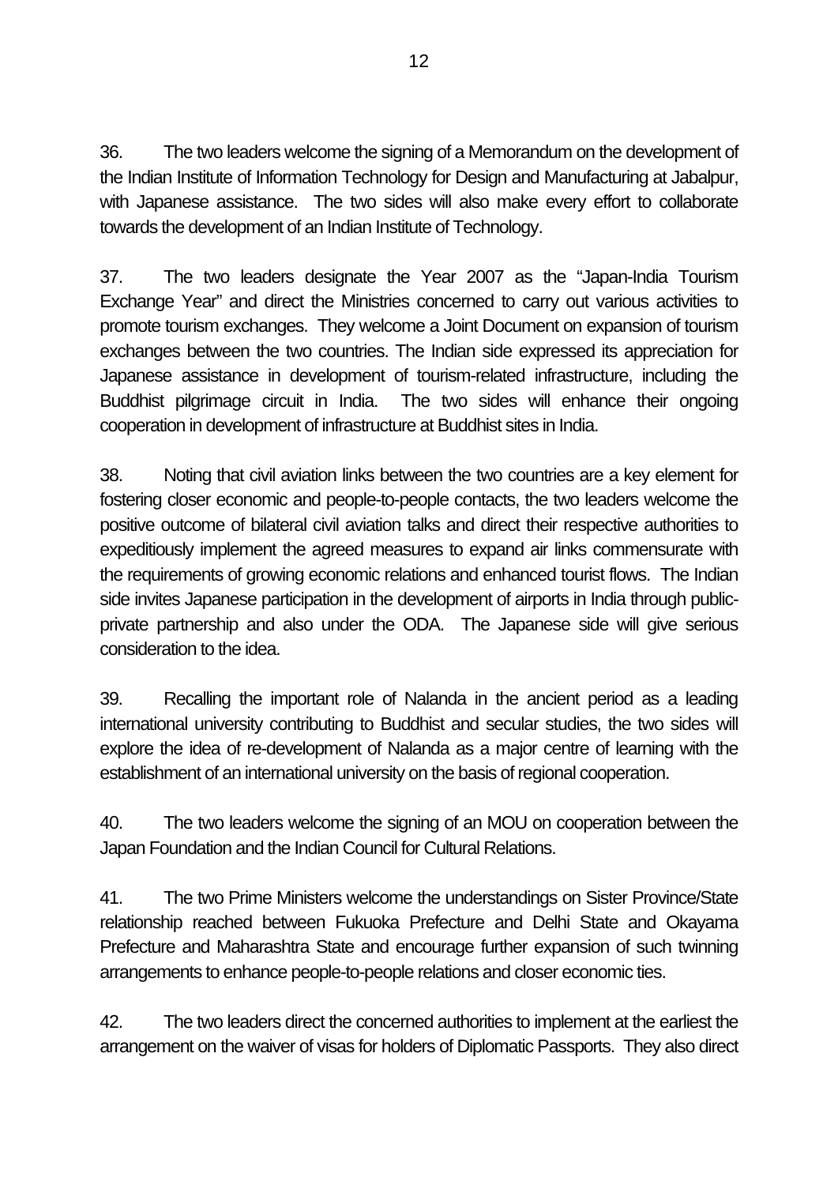36. The two leaders welcome the signing of a Memorandum on the development of the Indian Institute of Information Technology for Design and Manufacturing at Jabalpur, with Japanese assistance. The two sides will also make every effort to collaborate towards the development of an Indian Institute of Technology.

37. The two leaders designate the Year 2007 as the "Japan-India Tourism Exchange Year" and direct the Ministries concerned to carry out various activities to promote tourism exchanges. They welcome a Joint Document on expansion of tourism exchanges between the two countries. The Indian side expressed its appreciation for Japanese assistance in development of tourism-related infrastructure, including the Buddhist pilgrimage circuit in India. The two sides will enhance their ongoing cooperation in development of infrastructure at Buddhist sites in India.

38. Noting that civil aviation links between the two countries are a key element for fostering closer economic and people-to-people contacts, the two leaders welcome the positive outcome of bilateral civil aviation talks and direct their respective authorities to expeditiously implement the agreed measures to expand air links commensurate with the requirements of growing economic relations and enhanced tourist flows. The Indian side invites Japanese participation in the development of airports in India through public-private partnership and also under the ODA. The Japanese side will give serious consideration to the idea.

39. Recalling the important role of Nalanda in the ancient period as a leading international university contributing to Buddhist and secular studies, the two sides will explore the idea of re-development of Nalanda as a major centre of learning with the establishment of an international university on the basis of regional cooperation.

40. The two leaders welcome the signing of an MOU on cooperation between the Japan Foundation and the Indian Council for Cultural Relations.

41. The two Prime Ministers welcome the understandings on Sister Province/State relationship reached between Fukuoka Prefecture and Delhi State and Okayama Prefecture and Maharashtra State and encourage further expansion of such twinning arrangements to enhance people-to-people relations and closer economic ties.

42. The two leaders direct the concerned authorities to implement at the earliest the arrangement on the waiver of visas for holders of Diplomatic Passports. They also direct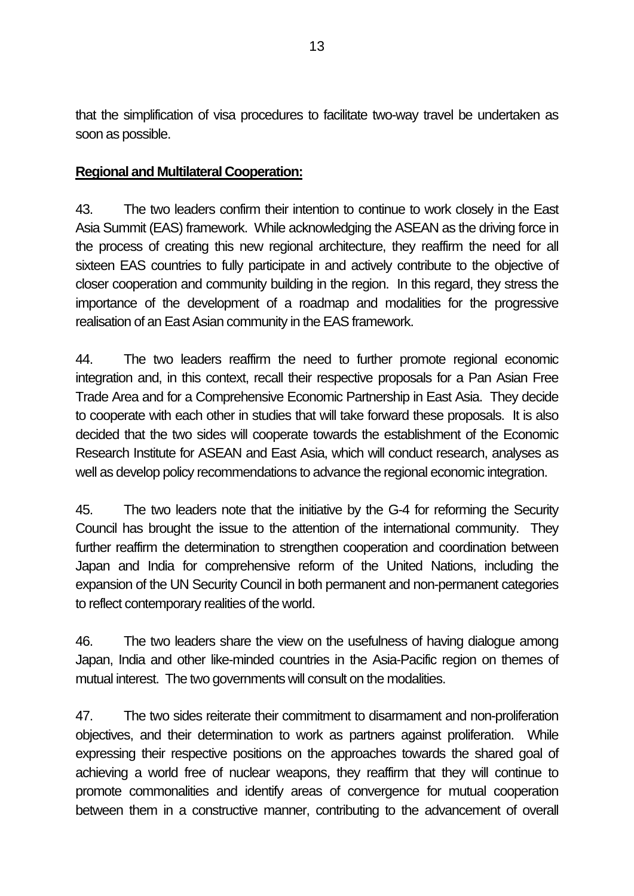that the simplification of visa procedures to facilitate two-way travel be undertaken as soon as possible.

**Regional and Multilateral Cooperation:**

43. The two leaders confirm their intention to continue to work closely in the East Asia Summit (EAS) framework. While acknowledging the ASEAN as the driving force in the process of creating this new regional architecture, they reaffirm the need for all sixteen EAS countries to fully participate in and actively contribute to the objective of closer cooperation and community building in the region. In this regard, they stress the importance of the development of a roadmap and modalities for the progressive realisation of an East Asian community in the EAS framework.

44. The two leaders reaffirm the need to further promote regional economic integration and, in this context, recall their respective proposals for a Pan Asian Free Trade Area and for a Comprehensive Economic Partnership in East Asia. They decide to cooperate with each other in studies that will take forward these proposals. It is also decided that the two sides will cooperate towards the establishment of the Economic Research Institute for ASEAN and East Asia, which will conduct research, analyses as well as develop policy recommendations to advance the regional economic integration.

45. The two leaders note that the initiative by the G-4 for reforming the Security Council has brought the issue to the attention of the international community. They further reaffirm the determination to strengthen cooperation and coordination between Japan and India for comprehensive reform of the United Nations, including the expansion of the UN Security Council in both permanent and non-permanent categories to reflect contemporary realities of the world.

46. The two leaders share the view on the usefulness of having dialogue among Japan, India and other like-minded countries in the Asia-Pacific region on themes of mutual interest. The two governments will consult on the modalities.

47. The two sides reiterate their commitment to disarmament and non-proliferation objectives, and their determination to work as partners against proliferation. While expressing their respective positions on the approaches towards the shared goal of achieving a world free of nuclear weapons, they reaffirm that they will continue to promote commonalities and identify areas of convergence for mutual cooperation between them in a constructive manner, contributing to the advancement of overall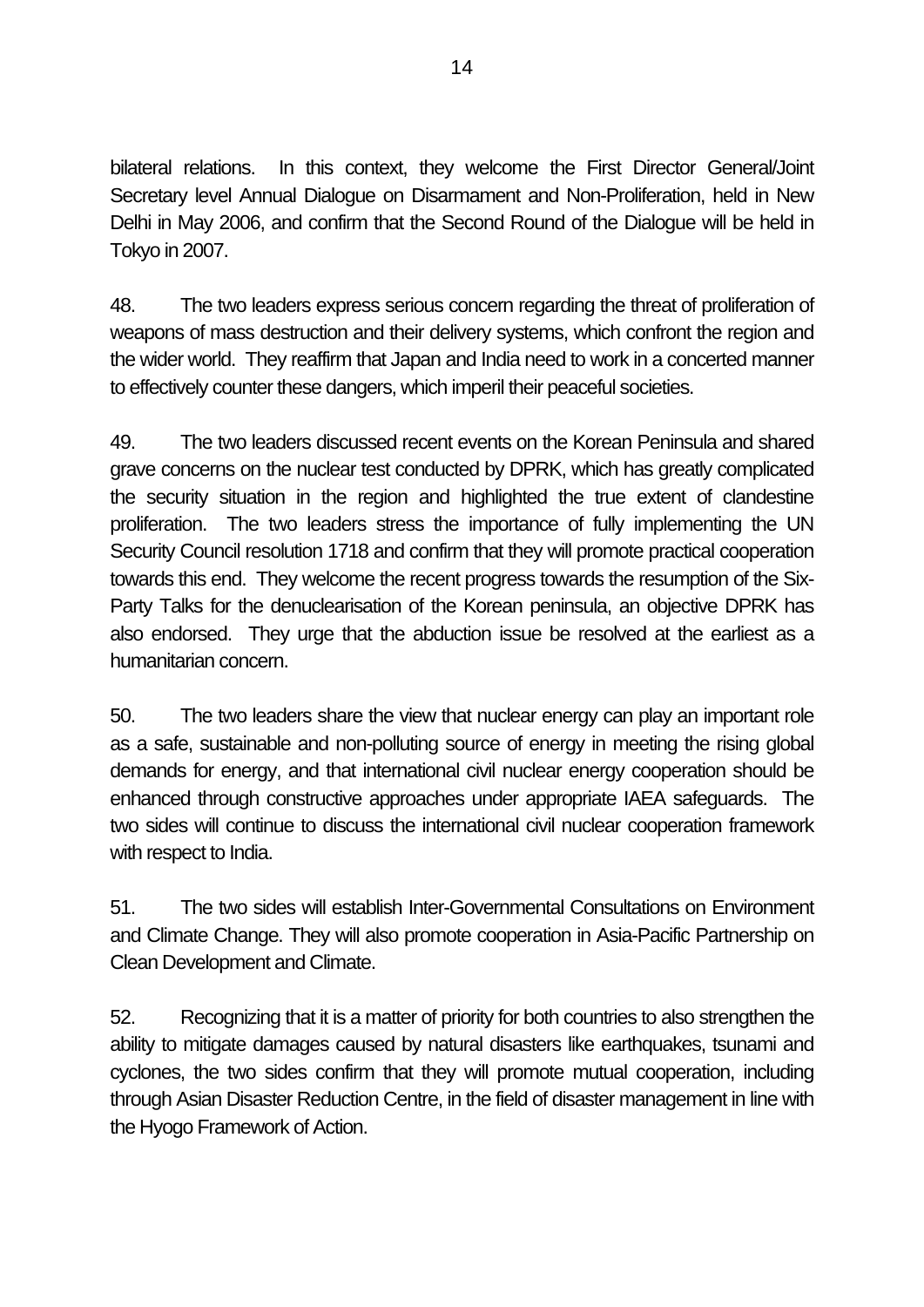bilateral relations. In this context, they welcome the First Director General/Joint Secretary level Annual Dialogue on Disarmament and Non-Proliferation, held in New Delhi in May 2006, and confirm that the Second Round of the Dialogue will be held in Tokyo in 2007.

48. The two leaders express serious concern regarding the threat of proliferation of weapons of mass destruction and their delivery systems, which confront the region and the wider world. They reaffirm that Japan and India need to work in a concerted manner to effectively counter these dangers, which imperil their peaceful societies.

49. The two leaders discussed recent events on the Korean Peninsula and shared grave concerns on the nuclear test conducted by DPRK, which has greatly complicated the security situation in the region and highlighted the true extent of clandestine proliferation. The two leaders stress the importance of fully implementing the UN Security Council resolution 1718 and confirm that they will promote practical cooperation towards this end. They welcome the recent progress towards the resumption of the Six-Party Talks for the denuclearisation of the Korean peninsula, an objective DPRK has also endorsed. They urge that the abduction issue be resolved at the earliest as a humanitarian concern.

50. The two leaders share the view that nuclear energy can play an important role as a safe, sustainable and non-polluting source of energy in meeting the rising global demands for energy, and that international civil nuclear energy cooperation should be enhanced through constructive approaches under appropriate IAEA safeguards. The two sides will continue to discuss the international civil nuclear cooperation framework with respect to India.

51. The two sides will establish Inter-Governmental Consultations on Environment and Climate Change. They will also promote cooperation in Asia-Pacific Partnership on Clean Development and Climate.

52. Recognizing that it is a matter of priority for both countries to also strengthen the ability to mitigate damages caused by natural disasters like earthquakes, tsunami and cyclones, the two sides confirm that they will promote mutual cooperation, including through Asian Disaster Reduction Centre, in the field of disaster management in line with the Hyogo Framework of Action.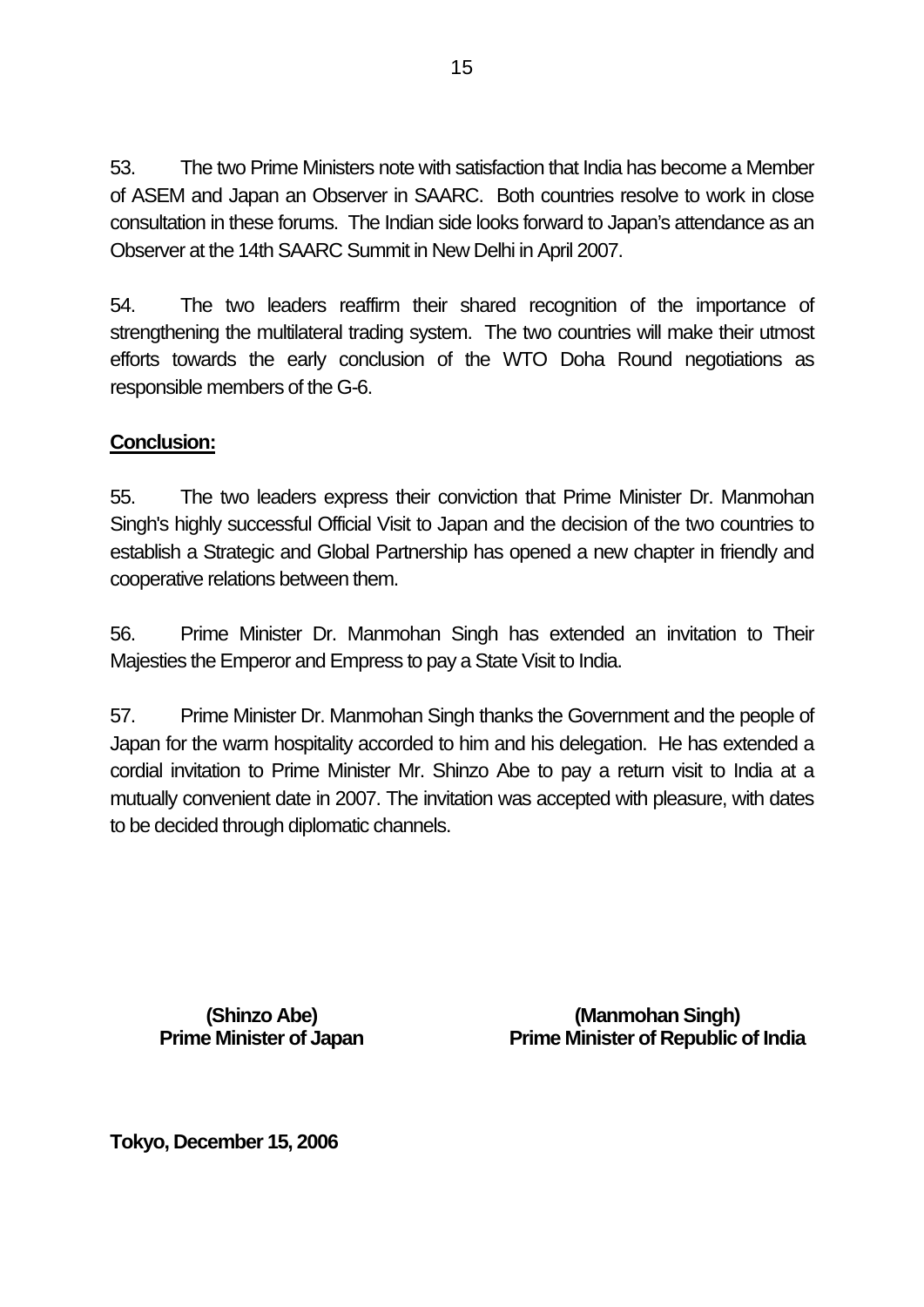53. The two Prime Ministers note with satisfaction that India has become a Member of ASEM and Japan an Observer in SAARC. Both countries resolve to work in close consultation in these forums. The Indian side looks forward to Japan's attendance as an Observer at the 14th SAARC Summit in New Delhi in April 2007.

54. The two leaders reaffirm their shared recognition of the importance of strengthening the multilateral trading system. The two countries will make their utmost efforts towards the early conclusion of the WTO Doha Round negotiations as responsible members of the G-6.

**Conclusion:**

55. The two leaders express their conviction that Prime Minister Dr. Manmohan Singh's highly successful Official Visit to Japan and the decision of the two countries to establish a Strategic and Global Partnership has opened a new chapter in friendly and cooperative relations between them.

56. Prime Minister Dr. Manmohan Singh has extended an invitation to Their Majesties the Emperor and Empress to pay a State Visit to India.

57. Prime Minister Dr. Manmohan Singh thanks the Government and the people of Japan for the warm hospitality accorded to him and his delegation. He has extended a cordial invitation to Prime Minister Mr. Shinzo Abe to pay a return visit to India at a mutually convenient date in 2007. The invitation was accepted with pleasure, with dates to be decided through diplomatic channels.

**(Shinzo Abe)**
**Prime Minister of Japan**

**(Manmohan Singh)**
**Prime Minister of Republic of India**

**Tokyo, December 15, 2006**